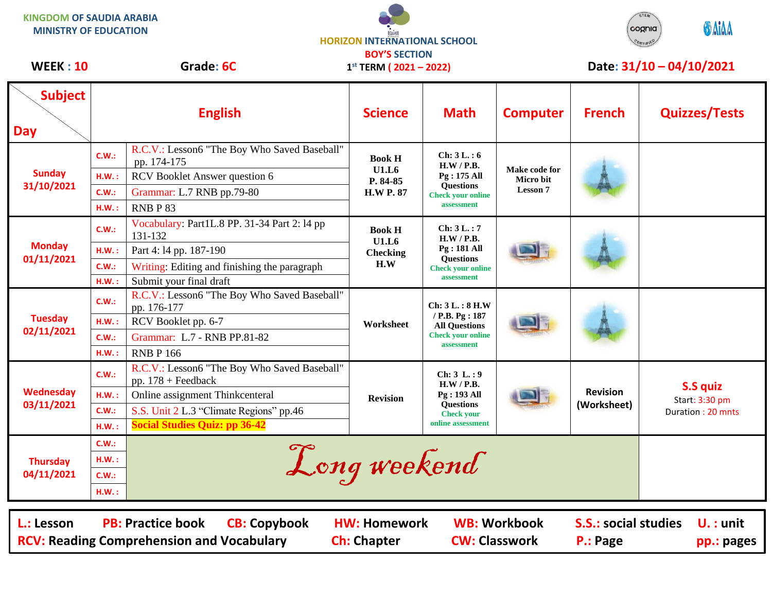KINGDOM OF SAUDIA ARABIA
MINISTRY OF EDUCATION

HORIZON INTERNATIONAL SCHOOL
BOY'S SECTION

**WEEK : 10** **Grade: 6C** 1st TERM ( 2021 – 2022) **Date: 31/10 – 04/10/2021**

| Subject / Day | | English | Science | Math | Computer | French | Quizzes/Tests |
|---|---|---|---|---|---|---|---|
| Sunday 31/10/2021 | C.W.: | R.C.V.: Lesson6 "The Boy Who Saved Baseball" pp. 174-175 | Book H U1.L6 P. 84-85 H.W P. 87 | Ch: 3 L. : 6 H.W / P.B. Pg : 175 All Questions Check your online assessment | Make code for Micro bit Lesson 7 | | |
| | H.W. : | RCV Booklet Answer question 6 | | | | | |
| | C.W.: | Grammar: L.7 RNB pp.79-80 | | | | | |
| | H.W. : | RNB P 83 | | | | | |
| Monday 01/11/2021 | C.W.: | Vocabulary: Part1L.8 PP. 31-34 Part 2: l4 pp 131-132 | Book H U1.L6 Checking H.W | Ch: 3 L. : 7 H.W / P.B. Pg : 181 All Questions Check your online assessment | | | |
| | H.W. : | Part 4: l4 pp. 187-190 | | | | | |
| | C.W.: | Writing: Editing and finishing the paragraph | | | | | |
| | H.W. : | Submit your final draft | | | | | |
| Tuesday 02/11/2021 | C.W.: | R.C.V.: Lesson6 "The Boy Who Saved Baseball" pp. 176-177 | Worksheet | Ch: 3 L. : 8 H.W / P.B. Pg : 187 All Questions Check your online assessment | | | |
| | H.W. : | RCV Booklet pp. 6-7 | | | | | |
| | C.W.: | Grammar: L.7 - RNB PP.81-82 | | | | | |
| | H.W. : | RNB P 166 | | | | | |
| Wednesday 03/11/2021 | C.W.: | R.C.V.: Lesson6 "The Boy Who Saved Baseball" pp. 178 + Feedback | Revision | Ch: 3 L. : 9 H.W / P.B. Pg : 193 All Questions Check your online assessment | | Revision (Worksheet) | **S.S quiz** Start: 3:30 pm Duration : 20 mnts |
| | H.W. : | Online assignment Thinkcenteral | | | | | |
| | C.W.: | S.S. Unit 2 L.3 "Climate Regions" pp.46 | | | | | |
| | H.W. : | **Social Studies Quiz: pp 36-42** | | | | | |
| Thursday 04/11/2021 | C.W.: | *Long weekend* | | | | | |
| | H.W. : | | | | | | |
| | C.W.: | | | | | | |
| | H.W. : | | | | | | |

**L.: Lesson** **PB: Practice book** **CB: Copybook** **HW: Homework** **WB: Workbook** **S.S.: social studies** **U. : unit**
**RCV: Reading Comprehension and Vocabulary** **Ch: Chapter** **CW: Classwork** **P.: Page** **pp.: pages**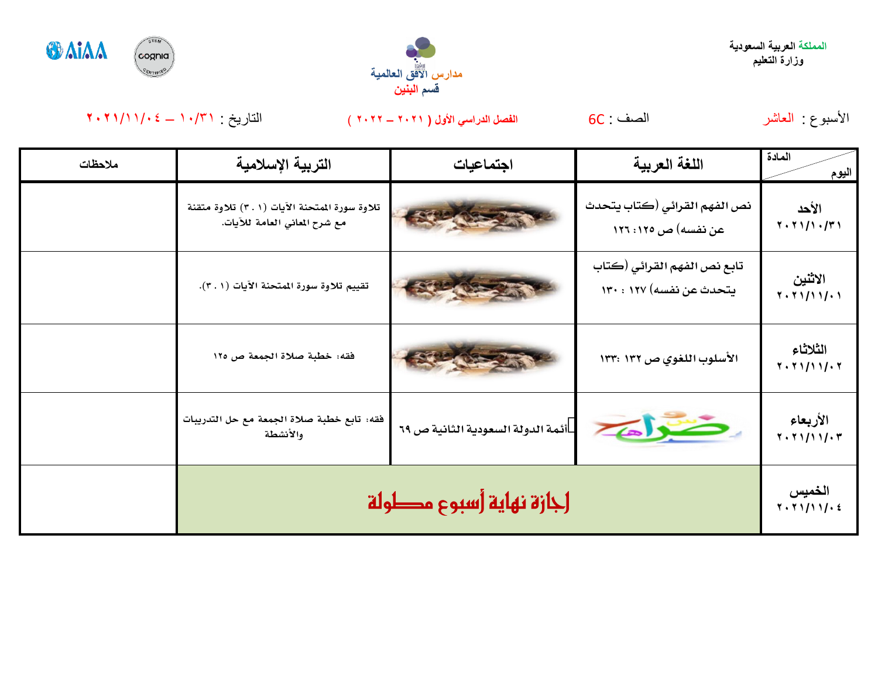المملكة العربية السعودية
وزارة التعليم

مدارس الأفق العالمية
قسم البنين

الأسبوع : العاشر | الصف : 6C | الفصل الدراسي الأول ( ٢٠٢١ – ٢٠٢٢ ) | التاريخ : ١٠/٣١ – ٢٠٢١/١١/٠٤

| المادة / اليوم | اللغة العربية | اجتماعيات | التربية الإسلامية | ملاحظات |
|---|---|---|---|---|
| الأحد ٢٠٢١/١٠/٣١ | نص الفهم القرائي (كتاب يتحدث عن نفسه) ص ١٢٥: ١٢٦ | | تلاوة سورة الممتحنة الآيات (١ . ٣) تلاوة متقنة مع شرح المعاني العامة للآيات. | |
| الاثنين ٢٠٢١/١١/٠١ | تابع نص الفهم القرائي (كتاب يتحدث عن نفسه) ١٢٧ : ١٣٠ | | تقييم تلاوة سورة الممتحنة الآيات (١ . ٣). | |
| الثلاثاء ٢٠٢١/١١/٠٢ | الأسلوب اللغوي ص ١٣٢ :١٣٣ | | فقه: خطبة صلاة الجمعة ص ١٢٥ | |
| الأربعاء ٢٠٢١/١١/٠٣ | | أئمة الدولة السعودية الثانية ص ٦٩ | فقه: تابع خطبة صلاة الجمعة مع حل التدريبات والأنشطة | |
| الخميس ٢٠٢١/١١/٠٤ | إجازة نهاية أسبوع مطولة | | | |